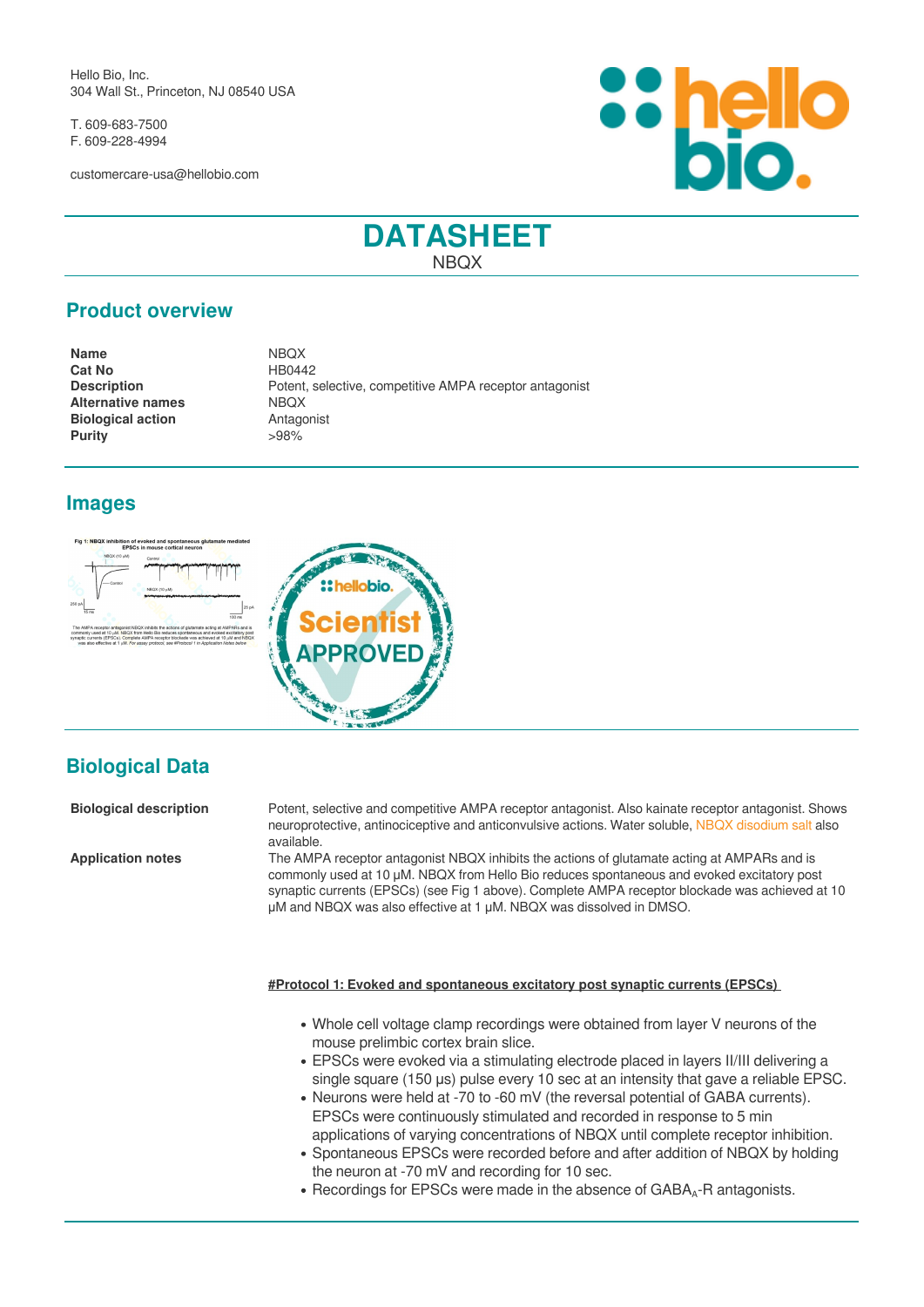Hello Bio, Inc.
304 Wall St., Princeton, NJ 08540 USA

T. 609-683-7500
F. 609-228-4994

customercare-usa@hellobio.com

# DATASHEET

NBQX

## Product overview

| | |
|---|---|
| **Name** | NBQX |
| **Cat No** | HB0442 |
| **Description** | Potent, selective, competitive AMPA receptor antagonist |
| **Alternative names** | NBQX |
| **Biological action** | Antagonist |
| **Purity** | >98% |

## Images

## Biological Data

**Biological description**

Potent, selective and competitive AMPA receptor antagonist. Also kainate receptor antagonist. Shows neuroprotective, antinociceptive and anticonvulsive actions. Water soluble, NBQX disodium salt also available.

**Application notes**

The AMPA receptor antagonist NBQX inhibits the actions of glutamate acting at AMPARs and is commonly used at 10 μM. NBQX from Hello Bio reduces spontaneous and evoked excitatory post synaptic currents (EPSCs) (see Fig 1 above). Complete AMPA receptor blockade was achieved at 10 μM and NBQX was also effective at 1 μM. NBQX was dissolved in DMSO.

**#Protocol 1: Evoked and spontaneous excitatory post synaptic currents (EPSCs)**

- Whole cell voltage clamp recordings were obtained from layer V neurons of the mouse prelimbic cortex brain slice.
- EPSCs were evoked via a stimulating electrode placed in layers II/III delivering a single square (150 μs) pulse every 10 sec at an intensity that gave a reliable EPSC.
- Neurons were held at -70 to -60 mV (the reversal potential of GABA currents). EPSCs were continuously stimulated and recorded in response to 5 min applications of varying concentrations of NBQX until complete receptor inhibition.
- Spontaneous EPSCs were recorded before and after addition of NBQX by holding the neuron at -70 mV and recording for 10 sec.
- Recordings for EPSCs were made in the absence of $GABA_A$-R antagonists.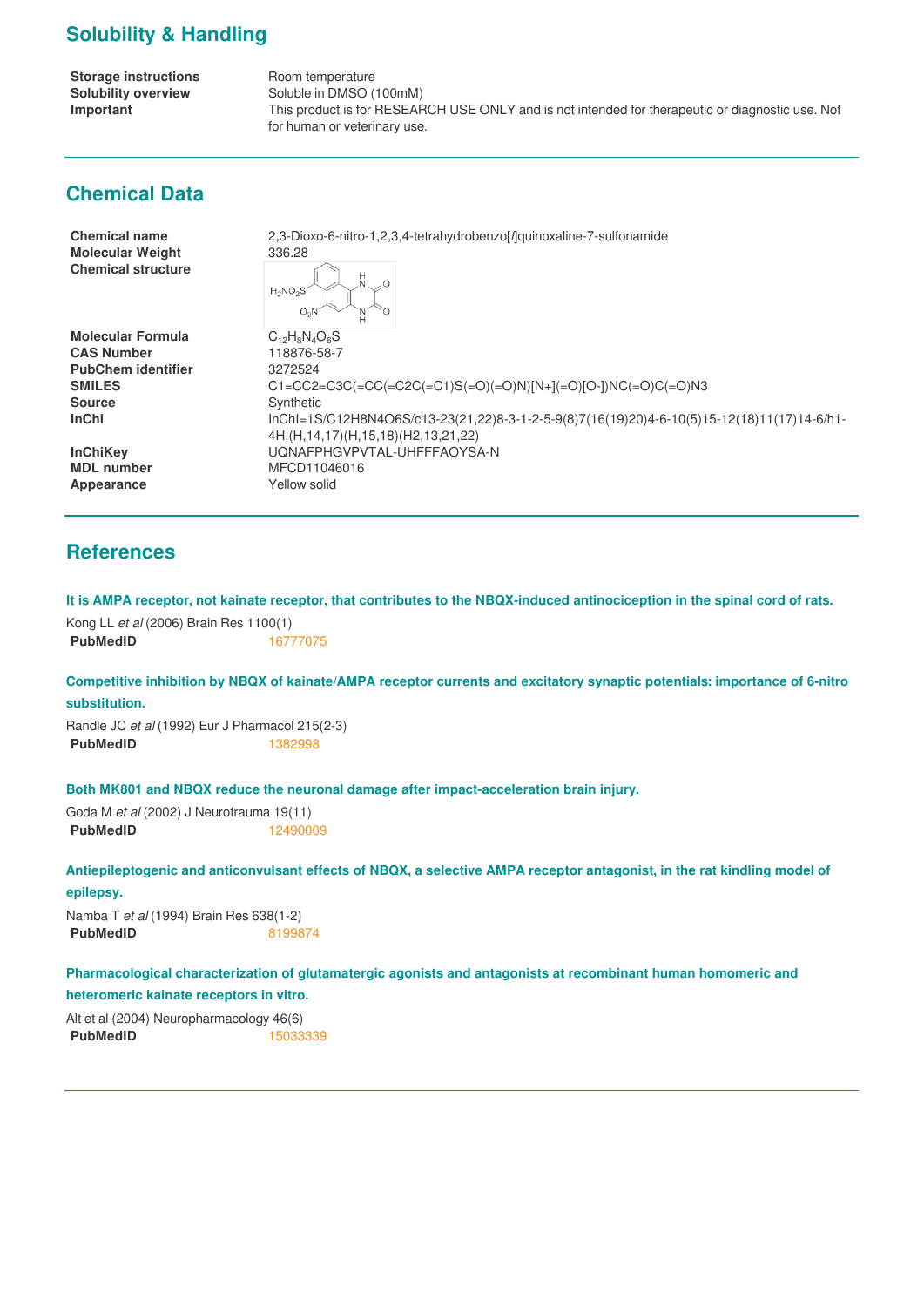## Solubility & Handling

| | |
|---|---|
| **Storage instructions** | Room temperature |
| **Solubility overview** | Soluble in DMSO (100mM) |
| **Important** | This product is for RESEARCH USE ONLY and is not intended for therapeutic or diagnostic use. Not for human or veterinary use. |

## Chemical Data

| | |
|---|---|
| **Chemical name** | 2,3-Dioxo-6-nitro-1,2,3,4-tetrahydrobenzo[*f*]quinoxaline-7-sulfonamide |
| **Molecular Weight** | 336.28 |
| **Chemical structure** | |
| **Molecular Formula** | $C_{12}H_8N_4O_6S$ |
| **CAS Number** | 118876-58-7 |
| **PubChem identifier** | 3272524 |
| **SMILES** | C1=CC2=C3C(=CC(=C2C(=C1)S(=O)(=O)N)[N+](=O)[O-])NC(=O)C(=O)N3 |
| **Source** | Synthetic |
| **InChi** | InChI=1S/C12H8N4O6S/c13-23(21,22)8-3-1-2-5-9(8)7(16(19)20)4-6-10(5)15-12(18)11(17)14-6/h1-4H,(H,14,17)(H,15,18)(H2,13,21,22) |
| **InChiKey** | UQNAFPHGVPVTAL-UHFFFAOYSA-N |
| **MDL number** | MFCD11046016 |
| **Appearance** | Yellow solid |

## References

**It is AMPA receptor, not kainate receptor, that contributes to the NBQX-induced antinociception in the spinal cord of rats.**

Kong LL *et al* (2006) Brain Res 1100(1)
**PubMedID** 16777075

**Competitive inhibition by NBQX of kainate/AMPA receptor currents and excitatory synaptic potentials: importance of 6-nitro substitution.**

Randle JC *et al* (1992) Eur J Pharmacol 215(2-3)
**PubMedID** 1382998

**Both MK801 and NBQX reduce the neuronal damage after impact-acceleration brain injury.**

Goda M *et al* (2002) J Neurotrauma 19(11)
**PubMedID** 12490009

**Antiepileptogenic and anticonvulsant effects of NBQX, a selective AMPA receptor antagonist, in the rat kindling model of epilepsy.**

Namba T *et al* (1994) Brain Res 638(1-2)
**PubMedID** 8199874

**Pharmacological characterization of glutamatergic agonists and antagonists at recombinant human homomeric and heteromeric kainate receptors in vitro.**

Alt et al (2004) Neuropharmacology 46(6)
**PubMedID** 15033339